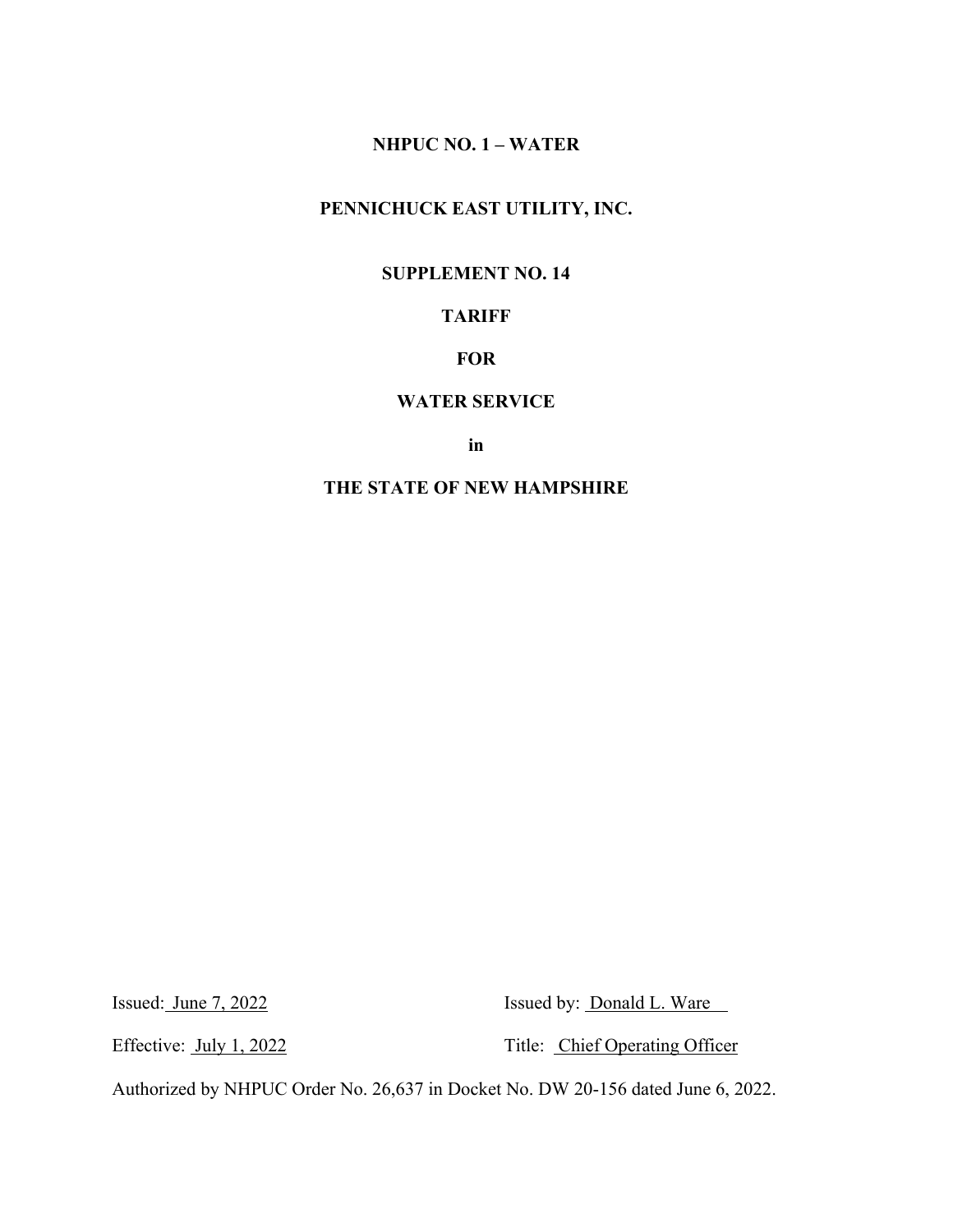**NHPUC NO. 1 – WATER**

**PENNICHUCK EAST UTILITY, INC.**

**SUPPLEMENT NO. 14**

**TARIFF**

**FOR**

**WATER SERVICE**

**in**

**THE STATE OF NEW HAMPSHIRE**

Issued: June 7, 2022 Issued by: Donald L. Ware

Effective: July 1, 2022 Title: Chief Operating Officer

Authorized by NHPUC Order No. 26,637 in Docket No. DW 20-156 dated June 6, 2022.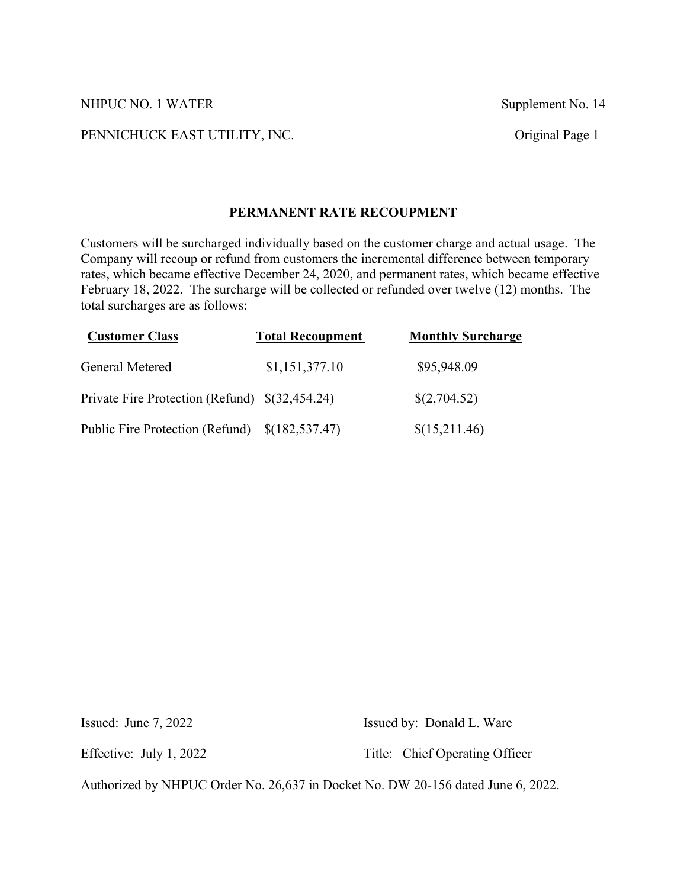NHPUC NO. 1 WATER Supplement No. 14

PENNICHUCK EAST UTILITY, INC. Original Page 1

## PERMANENT RATE RECOUPMENT

Customers will be surcharged individually based on the customer charge and actual usage. The Company will recoup or refund from customers the incremental difference between temporary rates, which became effective December 24, 2020, and permanent rates, which became effective February 18, 2022. The surcharge will be collected or refunded over twelve (12) months. The total surcharges are as follows:

| Customer Class | Total Recoupment | Monthly Surcharge |
|---|---|---|
| General Metered | $1,151,377.10 | $95,948.09 |
| Private Fire Protection (Refund) | $(32,454.24) | $(2,704.52) |
| Public Fire Protection (Refund) | $(182,537.47) | $(15,211.46) |

Issued: June 7, 2022 Issued by: Donald L. Ware

Effective: July 1, 2022 Title: Chief Operating Officer

Authorized by NHPUC Order No. 26,637 in Docket No. DW 20-156 dated June 6, 2022.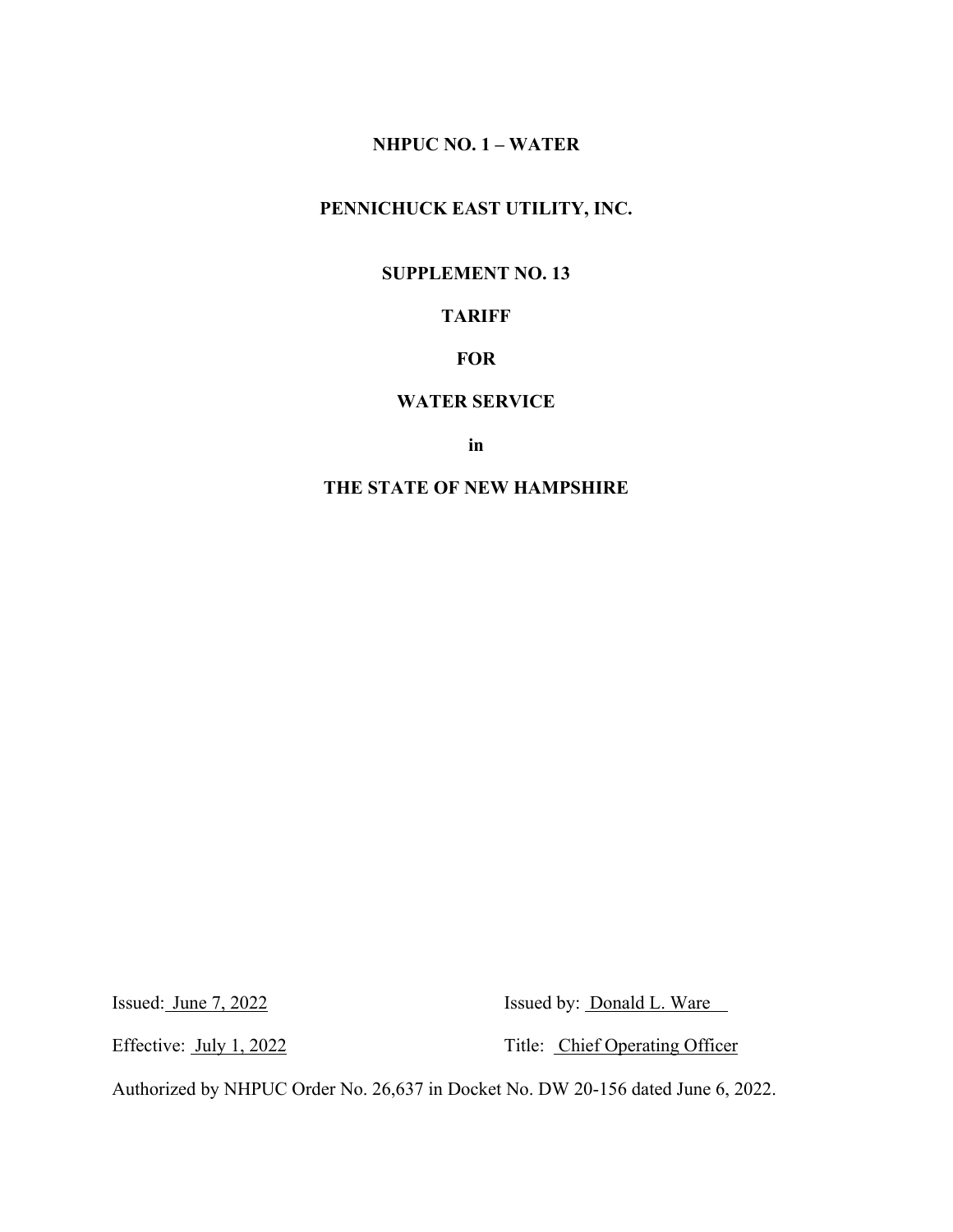**NHPUC NO. 1 – WATER**

**PENNICHUCK EAST UTILITY, INC.**

**SUPPLEMENT NO. 13**

**TARIFF**

**FOR**

**WATER SERVICE**

**in**

**THE STATE OF NEW HAMPSHIRE**

Issued: June 7, 2022 | Issued by: Donald L. Ware

Effective: July 1, 2022 | Title: Chief Operating Officer

Authorized by NHPUC Order No. 26,637 in Docket No. DW 20-156 dated June 6, 2022.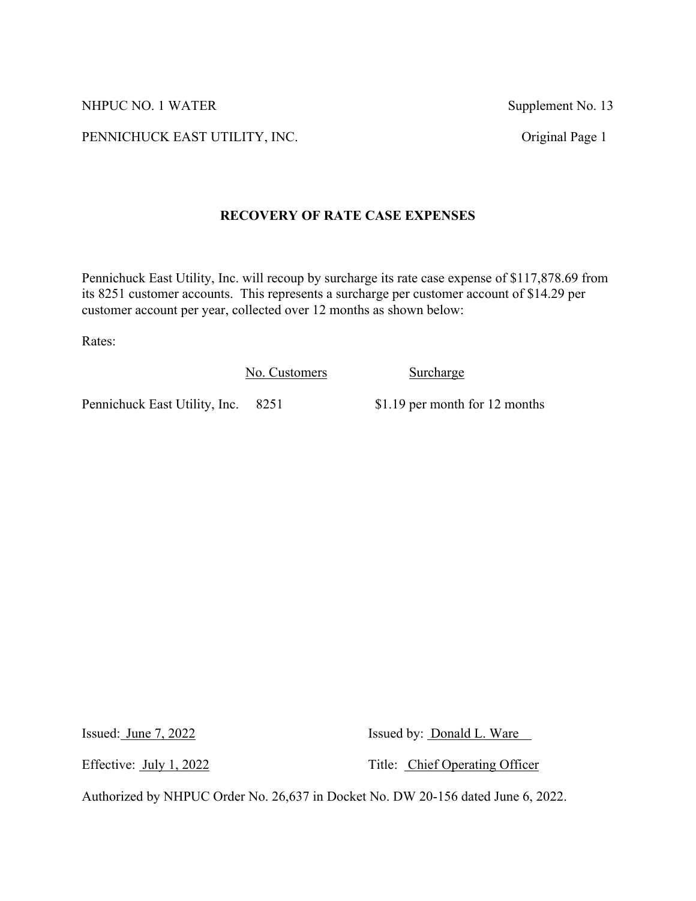NHPUC NO. 1 WATER Supplement No. 13

PENNICHUCK EAST UTILITY, INC. Original Page 1

## RECOVERY OF RATE CASE EXPENSES

Pennichuck East Utility, Inc. will recoup by surcharge its rate case expense of $117,878.69 from its 8251 customer accounts. This represents a surcharge per customer account of $14.29 per customer account per year, collected over 12 months as shown below:

Rates:

| | No. Customers | Surcharge |
|---|---|---|
| Pennichuck East Utility, Inc. | 8251 | $1.19 per month for 12 months |

Issued: June 7, 2022 Issued by: Donald L. Ware

Effective: July 1, 2022 Title: Chief Operating Officer

Authorized by NHPUC Order No. 26,637 in Docket No. DW 20-156 dated June 6, 2022.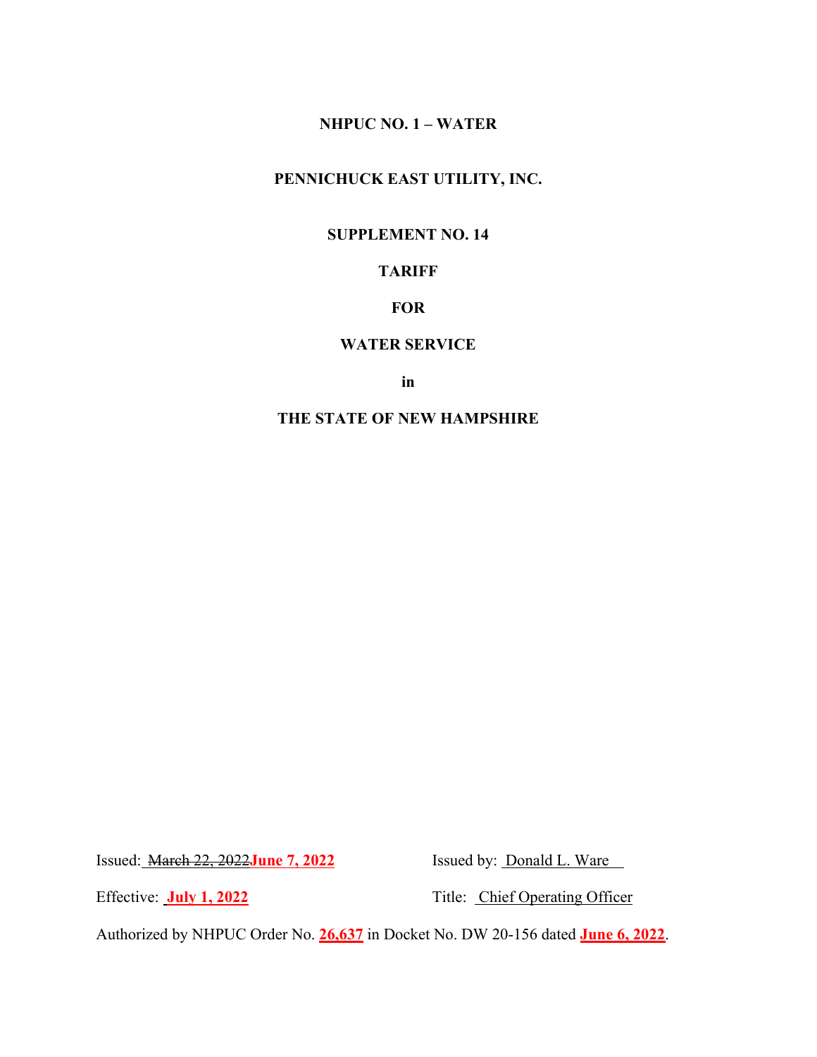**NHPUC NO. 1 – WATER**

**PENNICHUCK EAST UTILITY, INC.**

**SUPPLEMENT NO. 14**

**TARIFF**

**FOR**

**WATER SERVICE**

**in**

**THE STATE OF NEW HAMPSHIRE**

Issued: ~~March 22, 2022~~**June 7, 2022**

Issued by: Donald L. Ware

Effective: **July 1, 2022**

Title: Chief Operating Officer

Authorized by NHPUC Order No. **26,637** in Docket No. DW 20-156 dated **June 6, 2022**.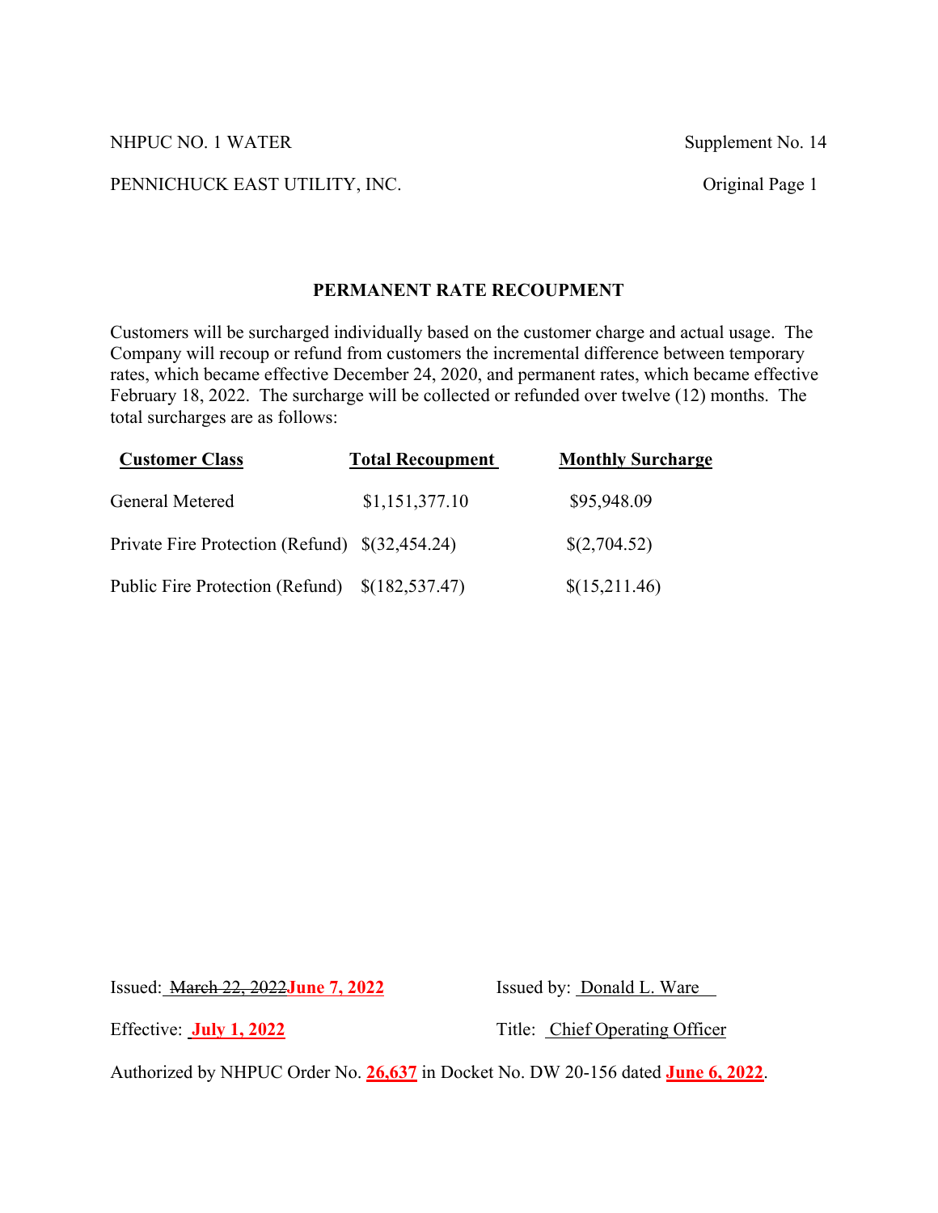NHPUC NO. 1 WATER Supplement No. 14

PENNICHUCK EAST UTILITY, INC. Original Page 1

## PERMANENT RATE RECOUPMENT

Customers will be surcharged individually based on the customer charge and actual usage. The Company will recoup or refund from customers the incremental difference between temporary rates, which became effective December 24, 2020, and permanent rates, which became effective February 18, 2022. The surcharge will be collected or refunded over twelve (12) months. The total surcharges are as follows:

| Customer Class | Total Recoupment | Monthly Surcharge |
| --- | --- | --- |
| General Metered | $1,151,377.10 | $95,948.09 |
| Private Fire Protection (Refund) | $(32,454.24) | $(2,704.52) |
| Public Fire Protection (Refund) | $(182,537.47) | $(15,211.46) |

Issued: ~~March 22, 2022~~ **June 7, 2022** Issued by: Donald L. Ware

Effective: **July 1, 2022** Title: Chief Operating Officer

Authorized by NHPUC Order No. **26,637** in Docket No. DW 20-156 dated **June 6, 2022**.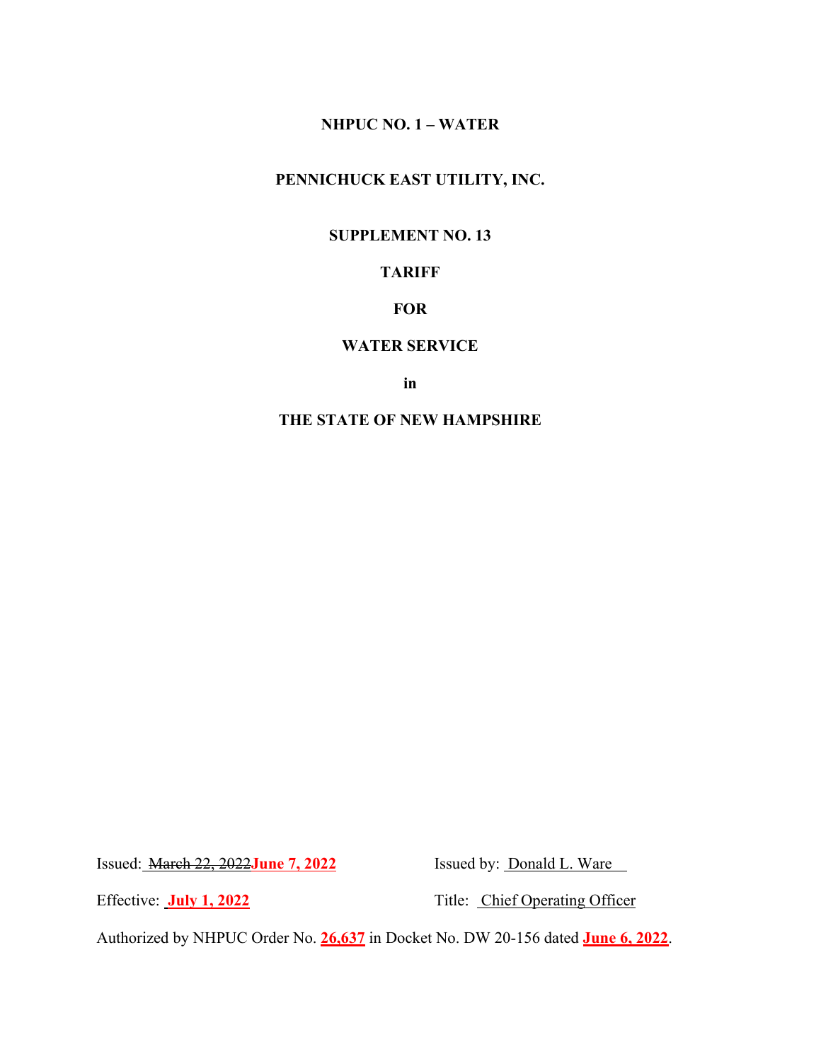**NHPUC NO. 1 – WATER**

**PENNICHUCK EAST UTILITY, INC.**

**SUPPLEMENT NO. 13**

**TARIFF**

**FOR**

**WATER SERVICE**

**in**

**THE STATE OF NEW HAMPSHIRE**

Issued: ~~March 22, 2022~~**June 7, 2022**

Effective: **July 1, 2022**

Issued by: Donald L. Ware

Title: Chief Operating Officer

Authorized by NHPUC Order No. **26,637** in Docket No. DW 20-156 dated **June 6, 2022**.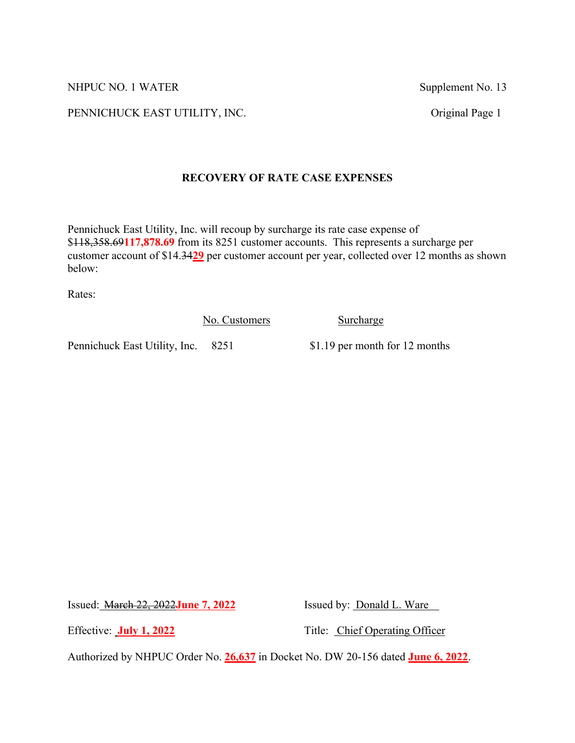NHPUC NO. 1 WATER Supplement No. 13

PENNICHUCK EAST UTILITY, INC. Original Page 1

**RECOVERY OF RATE CASE EXPENSES**

Pennichuck East Utility, Inc. will recoup by surcharge its rate case expense of $~~118,358.69~~**117,878.69** from its 8251 customer accounts. This represents a surcharge per customer account of $14.~~34~~**29** per customer account per year, collected over 12 months as shown below:

Rates:

| | No. Customers | Surcharge |
|---|---|---|
| Pennichuck East Utility, Inc. | 8251 | $1.19 per month for 12 months |

Issued: ~~March 22, 2022~~**June 7, 2022**

Issued by: Donald L. Ware

Effective: **July 1, 2022**

Title: Chief Operating Officer

Authorized by NHPUC Order No. **26,637** in Docket No. DW 20-156 dated **June 6, 2022**.